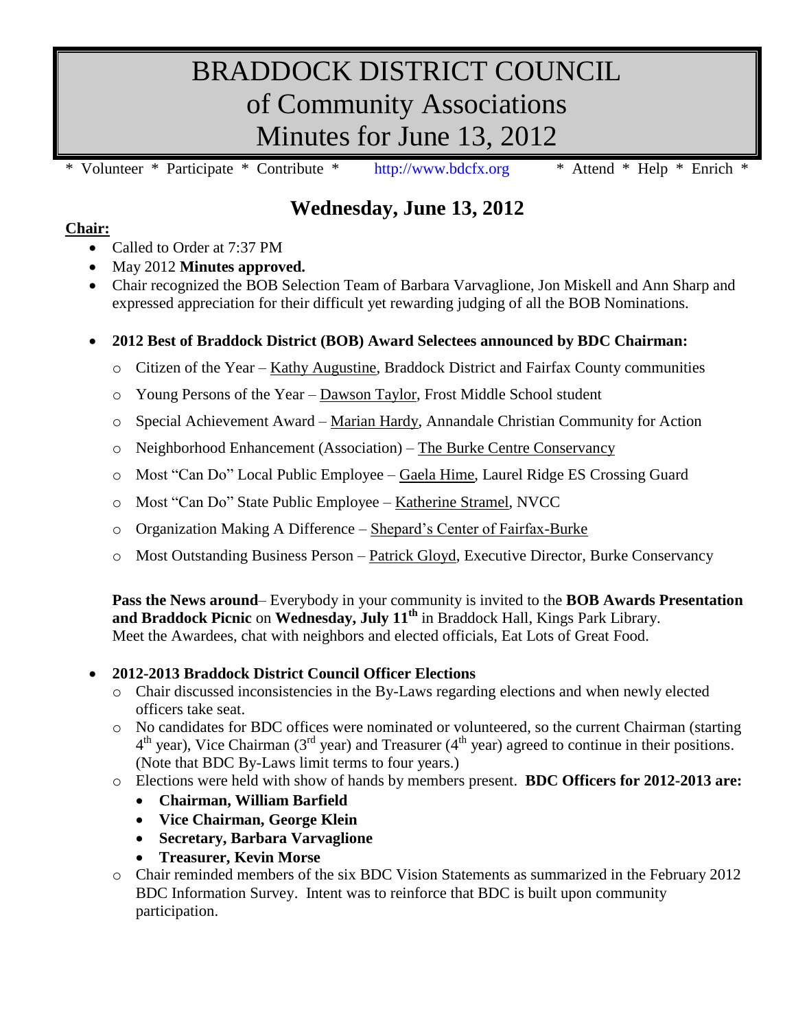# BRADDOCK DISTRICT COUNCIL of Community Associations Minutes for June 13, 2012

\* Volunteer \* Participate \* Contribute \* http://www.bdcfx.org \* Attend \* Help \* Enrich \*

## Wednesday, June 13, 2012

**Chair:**

- Called to Order at 7:37 PM
- May 2012 **Minutes approved.**
- Chair recognized the BOB Selection Team of Barbara Varvaglione, Jon Miskell and Ann Sharp and expressed appreciation for their difficult yet rewarding judging of all the BOB Nominations.
- **2012 Best of Braddock District (BOB) Award Selectees announced by BDC Chairman:**
  - Citizen of the Year – Kathy Augustine, Braddock District and Fairfax County communities
  - Young Persons of the Year – Dawson Taylor, Frost Middle School student
  - Special Achievement Award – Marian Hardy, Annandale Christian Community for Action
  - Neighborhood Enhancement (Association) – The Burke Centre Conservancy
  - Most "Can Do" Local Public Employee – Gaela Hime, Laurel Ridge ES Crossing Guard
  - Most "Can Do" State Public Employee – Katherine Stramel, NVCC
  - Organization Making A Difference – Shepard's Center of Fairfax-Burke
  - Most Outstanding Business Person – Patrick Gloyd, Executive Director, Burke Conservancy

  **Pass the News around**– Everybody in your community is invited to the **BOB Awards Presentation and Braddock Picnic** on **Wednesday, July 11th** in Braddock Hall, Kings Park Library. Meet the Awardees, chat with neighbors and elected officials, Eat Lots of Great Food.

- **2012-2013 Braddock District Council Officer Elections**
  - Chair discussed inconsistencies in the By-Laws regarding elections and when newly elected officers take seat.
  - No candidates for BDC offices were nominated or volunteered, so the current Chairman (starting 4th year), Vice Chairman (3rd year) and Treasurer (4th year) agreed to continue in their positions. (Note that BDC By-Laws limit terms to four years.)
  - Elections were held with show of hands by members present. **BDC Officers for 2012-2013 are:**
    - **Chairman, William Barfield**
    - **Vice Chairman, George Klein**
    - **Secretary, Barbara Varvaglione**
    - **Treasurer, Kevin Morse**
  - Chair reminded members of the six BDC Vision Statements as summarized in the February 2012 BDC Information Survey. Intent was to reinforce that BDC is built upon community participation.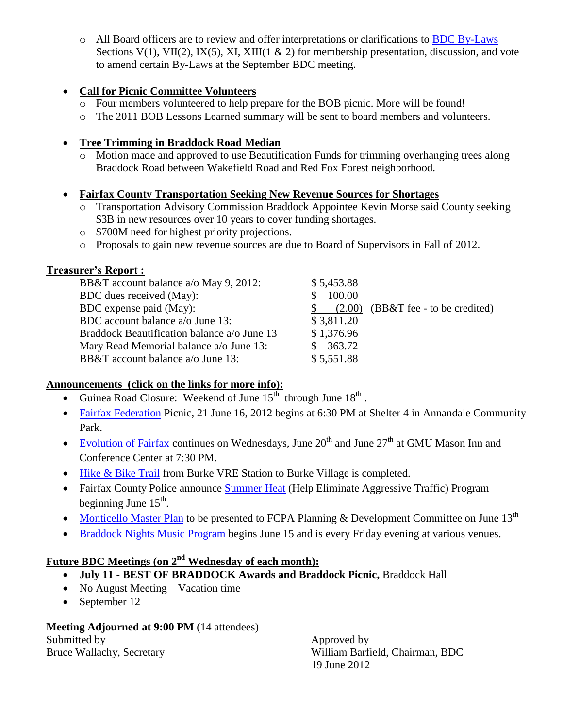- All Board officers are to review and offer interpretations or clarifications to BDC By-Laws Sections V(1), VII(2), IX(5), XI, XIII(1 & 2) for membership presentation, discussion, and vote to amend certain By-Laws at the September BDC meeting.

- **Call for Picnic Committee Volunteers**
  - Four members volunteered to help prepare for the BOB picnic. More will be found!
  - The 2011 BOB Lessons Learned summary will be sent to board members and volunteers.

- **Tree Trimming in Braddock Road Median**
  - Motion made and approved to use Beautification Funds for trimming overhanging trees along Braddock Road between Wakefield Road and Red Fox Forest neighborhood.

- **Fairfax County Transportation Seeking New Revenue Sources for Shortages**
  - Transportation Advisory Commission Braddock Appointee Kevin Morse said County seeking \$3B in new resources over 10 years to cover funding shortages.
  - \$700M need for highest priority projections.
  - Proposals to gain new revenue sources are due to Board of Supervisors in Fall of 2012.

**Treasurer's Report :**

| | | |
|---|---|---|
| BB&T account balance a/o May 9, 2012: | \$ 5,453.88 | |
| BDC dues received (May): | \$ 100.00 | |
| BDC expense paid (May): | \$ (2.00) | (BB&T fee - to be credited) |
| BDC account balance a/o June 13: | \$ 3,811.20 | |
| Braddock Beautification balance a/o June 13 | \$ 1,376.96 | |
| Mary Read Memorial balance a/o June 13: | \$ 363.72 | |
| BB&T account balance a/o June 13: | \$ 5,551.88 | |

**Announcements (click on the links for more info):**

- Guinea Road Closure: Weekend of June 15th through June 18th .
- Fairfax Federation Picnic, 21 June 16, 2012 begins at 6:30 PM at Shelter 4 in Annandale Community Park.
- Evolution of Fairfax continues on Wednesdays, June 20th and June 27th at GMU Mason Inn and Conference Center at 7:30 PM.
- Hike & Bike Trail from Burke VRE Station to Burke Village is completed.
- Fairfax County Police announce Summer Heat (Help Eliminate Aggressive Traffic) Program beginning June 15th.
- Monticello Master Plan to be presented to FCPA Planning & Development Committee on June 13th
- Braddock Nights Music Program begins June 15 and is every Friday evening at various venues.

**Future BDC Meetings (on 2nd Wednesday of each month):**

- **July 11 - BEST OF BRADDOCK Awards and Braddock Picnic,** Braddock Hall
- No August Meeting – Vacation time
- September 12

**Meeting Adjourned at 9:00 PM** (14 attendees)

Submitted by
Bruce Wallachy, Secretary

Approved by
William Barfield, Chairman, BDC
19 June 2012